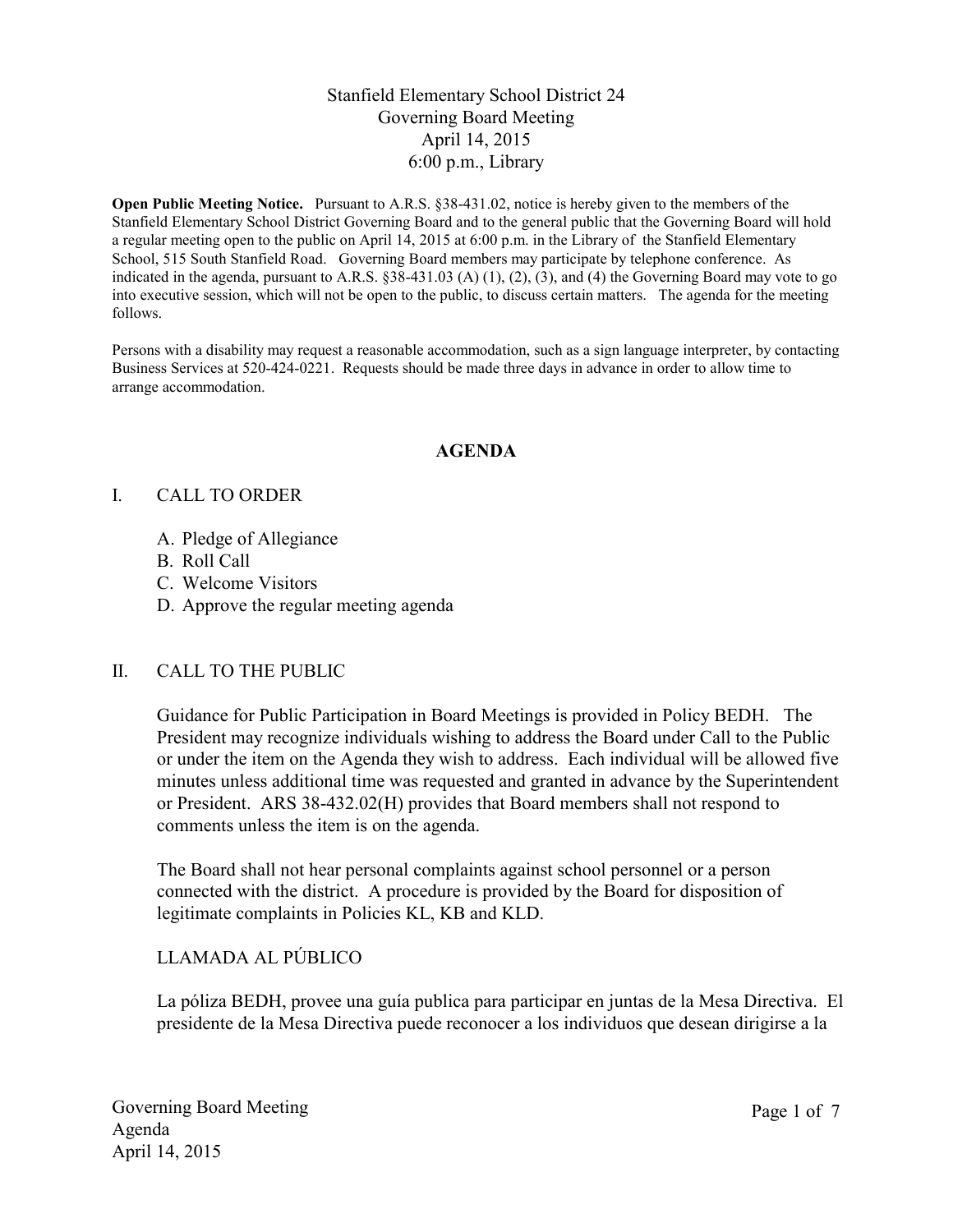# Stanfield Elementary School District 24
## Governing Board Meeting
## April 14, 2015
## 6:00 p.m., Library

**Open Public Meeting Notice.** Pursuant to A.R.S. §38-431.02, notice is hereby given to the members of the Stanfield Elementary School District Governing Board and to the general public that the Governing Board will hold a regular meeting open to the public on April 14, 2015 at 6:00 p.m. in the Library of the Stanfield Elementary School, 515 South Stanfield Road. Governing Board members may participate by telephone conference. As indicated in the agenda, pursuant to A.R.S. §38-431.03 (A) (1), (2), (3), and (4) the Governing Board may vote to go into executive session, which will not be open to the public, to discuss certain matters. The agenda for the meeting follows.

Persons with a disability may request a reasonable accommodation, such as a sign language interpreter, by contacting Business Services at 520-424-0221. Requests should be made three days in advance in order to allow time to arrange accommodation.

## AGENDA

I. CALL TO ORDER

A. Pledge of Allegiance
B. Roll Call
C. Welcome Visitors
D. Approve the regular meeting agenda

II. CALL TO THE PUBLIC

Guidance for Public Participation in Board Meetings is provided in Policy BEDH. The President may recognize individuals wishing to address the Board under Call to the Public or under the item on the Agenda they wish to address. Each individual will be allowed five minutes unless additional time was requested and granted in advance by the Superintendent or President. ARS 38-432.02(H) provides that Board members shall not respond to comments unless the item is on the agenda.

The Board shall not hear personal complaints against school personnel or a person connected with the district. A procedure is provided by the Board for disposition of legitimate complaints in Policies KL, KB and KLD.

LLAMADA AL PÚBLICO

La póliza BEDH, provee una guía publica para participar en juntas de la Mesa Directiva. El presidente de la Mesa Directiva puede reconocer a los individuos que desean dirigirse a la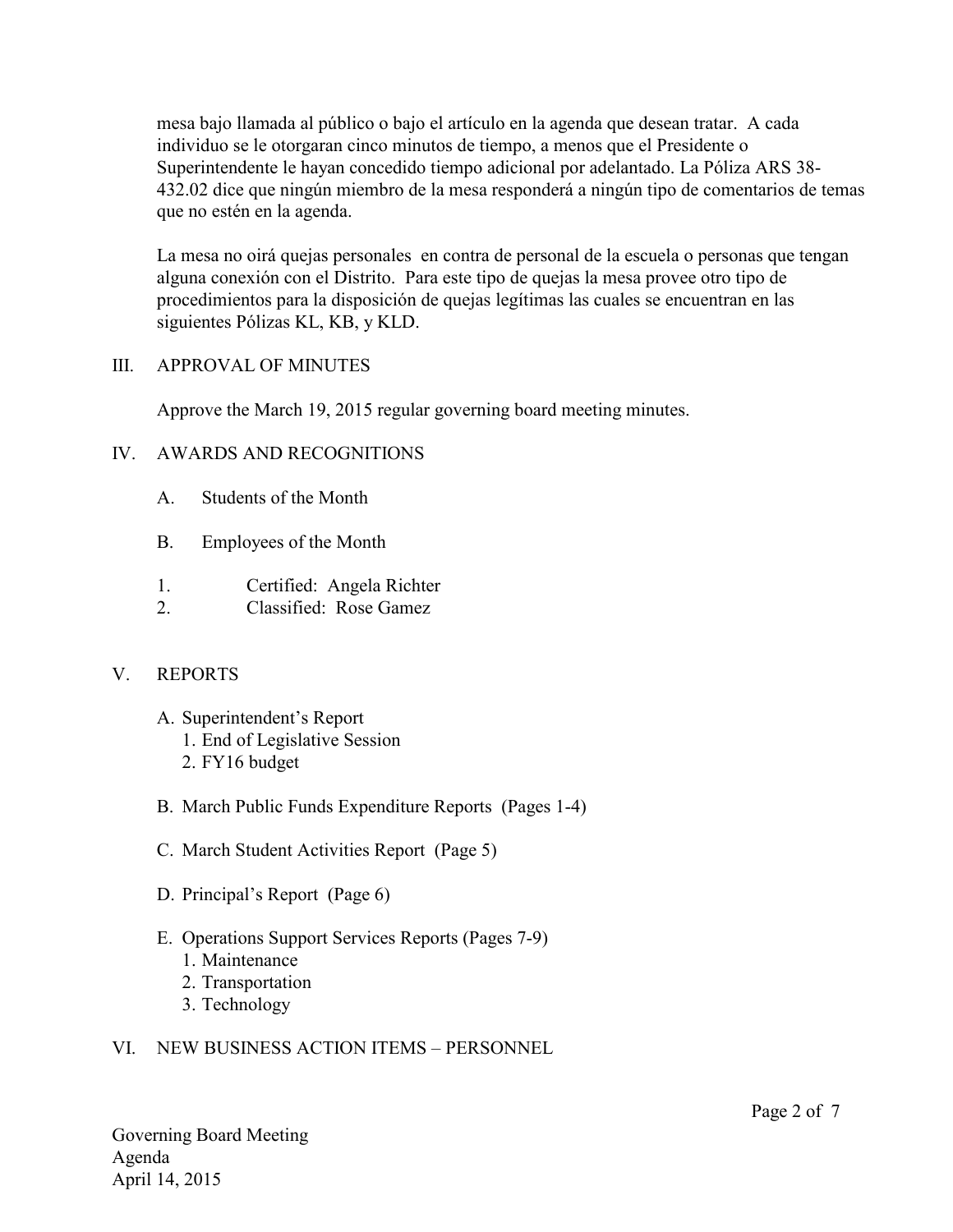mesa bajo llamada al público o bajo el artículo en la agenda que desean tratar. A cada individuo se le otorgaran cinco minutos de tiempo, a menos que el Presidente o Superintendente le hayan concedido tiempo adicional por adelantado. La Póliza ARS 38-432.02 dice que ningún miembro de la mesa responderá a ningún tipo de comentarios de temas que no estén en la agenda.

La mesa no oirá quejas personales en contra de personal de la escuela o personas que tengan alguna conexión con el Distrito. Para este tipo de quejas la mesa provee otro tipo de procedimientos para la disposición de quejas legítimas las cuales se encuentran en las siguientes Pólizas KL, KB, y KLD.

## III. APPROVAL OF MINUTES

Approve the March 19, 2015 regular governing board meeting minutes.

## IV. AWARDS AND RECOGNITIONS

A. Students of the Month

B. Employees of the Month

1. Certified: Angela Richter
2. Classified: Rose Gamez

## V. REPORTS

A. Superintendent's Report
   1. End of Legislative Session
   2. FY16 budget

B. March Public Funds Expenditure Reports (Pages 1-4)

C. March Student Activities Report (Page 5)

D. Principal's Report (Page 6)

E. Operations Support Services Reports (Pages 7-9)
   1. Maintenance
   2. Transportation
   3. Technology

## VI. NEW BUSINESS ACTION ITEMS – PERSONNEL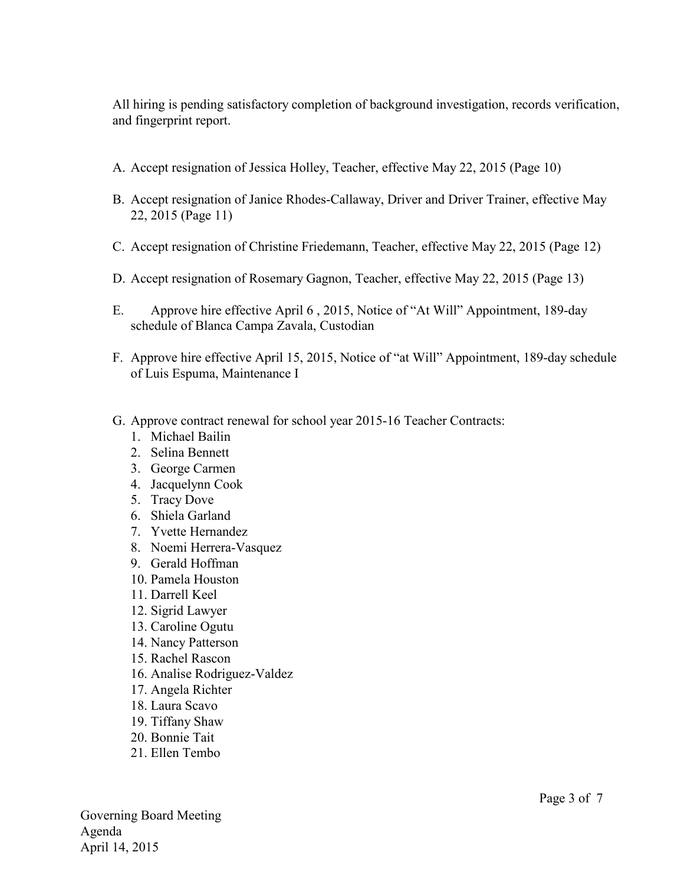All hiring is pending satisfactory completion of background investigation, records verification, and fingerprint report.

A. Accept resignation of Jessica Holley, Teacher, effective May 22, 2015 (Page 10)

B. Accept resignation of Janice Rhodes-Callaway, Driver and Driver Trainer, effective May 22, 2015 (Page 11)

C. Accept resignation of Christine Friedemann, Teacher, effective May 22, 2015 (Page 12)

D. Accept resignation of Rosemary Gagnon, Teacher, effective May 22, 2015 (Page 13)

E. Approve hire effective April 6 , 2015, Notice of "At Will" Appointment, 189-day schedule of Blanca Campa Zavala, Custodian

F. Approve hire effective April 15, 2015, Notice of "at Will" Appointment, 189-day schedule of Luis Espuma, Maintenance I

G. Approve contract renewal for school year 2015-16 Teacher Contracts:
   1. Michael Bailin
   2. Selina Bennett
   3. George Carmen
   4. Jacquelynn Cook
   5. Tracy Dove
   6. Shiela Garland
   7. Yvette Hernandez
   8. Noemi Herrera-Vasquez
   9. Gerald Hoffman
   10. Pamela Houston
   11. Darrell Keel
   12. Sigrid Lawyer
   13. Caroline Ogutu
   14. Nancy Patterson
   15. Rachel Rascon
   16. Analise Rodriguez-Valdez
   17. Angela Richter
   18. Laura Scavo
   19. Tiffany Shaw
   20. Bonnie Tait
   21. Ellen Tembo

Governing Board Meeting
Agenda
April 14, 2015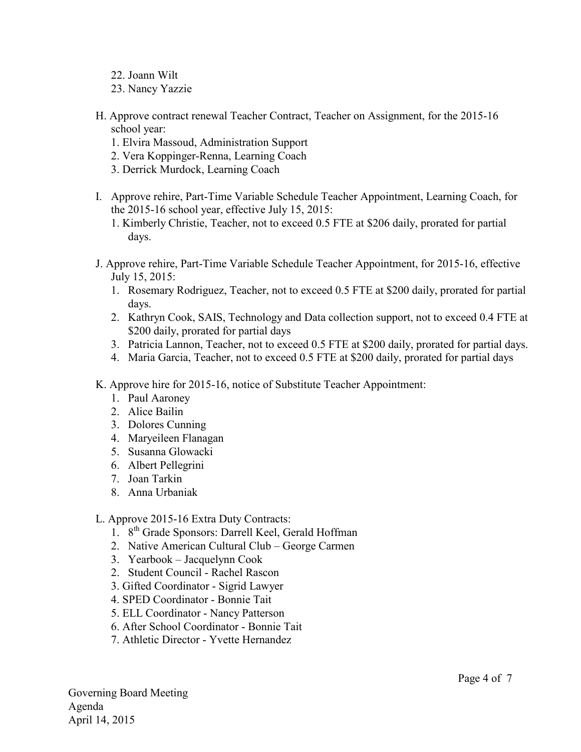22. Joann Wilt
23. Nancy Yazzie

H. Approve contract renewal Teacher Contract, Teacher on Assignment, for the 2015-16 school year:
   1. Elvira Massoud, Administration Support
   2. Vera Koppinger-Renna, Learning Coach
   3. Derrick Murdock, Learning Coach

I. Approve rehire, Part-Time Variable Schedule Teacher Appointment, Learning Coach, for the 2015-16 school year, effective July 15, 2015:
   1. Kimberly Christie, Teacher, not to exceed 0.5 FTE at $206 daily, prorated for partial days.

J. Approve rehire, Part-Time Variable Schedule Teacher Appointment, for 2015-16, effective July 15, 2015:
   1. Rosemary Rodriguez, Teacher, not to exceed 0.5 FTE at $200 daily, prorated for partial days.
   2. Kathryn Cook, SAIS, Technology and Data collection support, not to exceed 0.4 FTE at $200 daily, prorated for partial days
   3. Patricia Lannon, Teacher, not to exceed 0.5 FTE at $200 daily, prorated for partial days.
   4. Maria Garcia, Teacher, not to exceed 0.5 FTE at $200 daily, prorated for partial days

K. Approve hire for 2015-16, notice of Substitute Teacher Appointment:
   1. Paul Aaroney
   2. Alice Bailin
   3. Dolores Cunning
   4. Maryeileen Flanagan
   5. Susanna Glowacki
   6. Albert Pellegrini
   7. Joan Tarkin
   8. Anna Urbaniak

L. Approve 2015-16 Extra Duty Contracts:
   1. 8th Grade Sponsors: Darrell Keel, Gerald Hoffman
   2. Native American Cultural Club – George Carmen
   3. Yearbook – Jacquelynn Cook
   2. Student Council - Rachel Rascon
   3. Gifted Coordinator - Sigrid Lawyer
   4. SPED Coordinator - Bonnie Tait
   5. ELL Coordinator - Nancy Patterson
   6. After School Coordinator - Bonnie Tait
   7. Athletic Director - Yvette Hernandez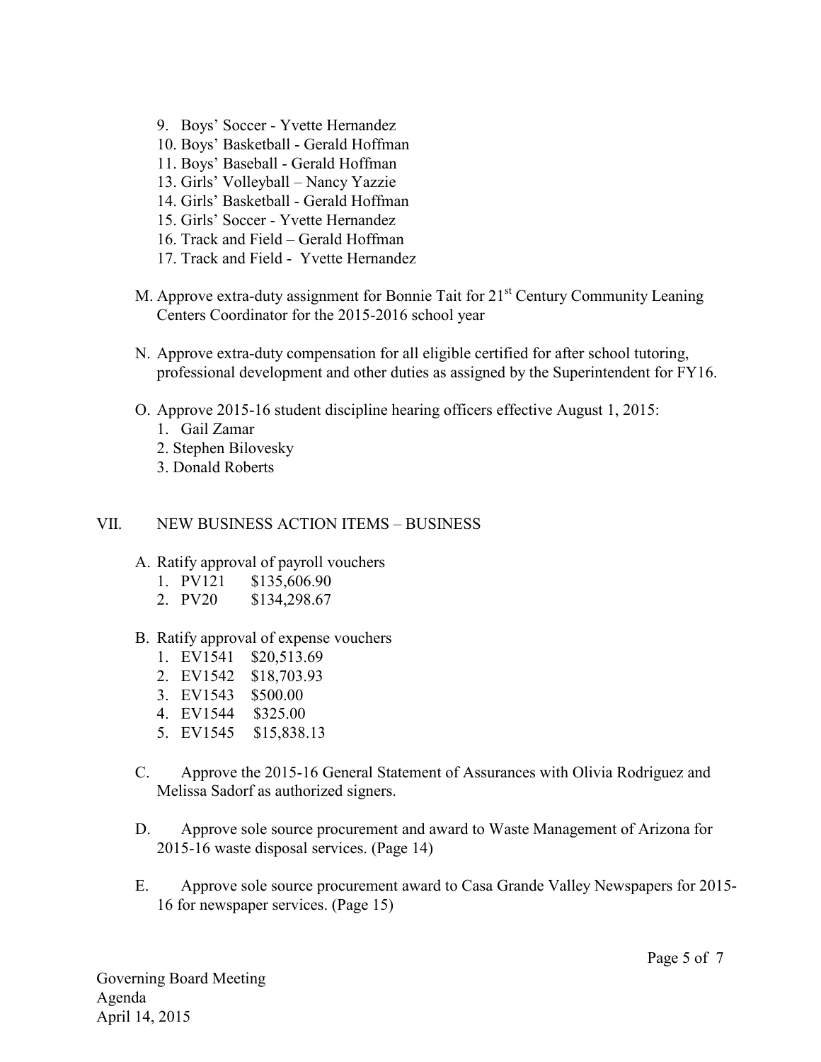9. Boys' Soccer - Yvette Hernandez
10. Boys' Basketball - Gerald Hoffman
11. Boys' Baseball - Gerald Hoffman
13. Girls' Volleyball – Nancy Yazzie
14. Girls' Basketball - Gerald Hoffman
15. Girls' Soccer - Yvette Hernandez
16. Track and Field – Gerald Hoffman
17. Track and Field - Yvette Hernandez

M. Approve extra-duty assignment for Bonnie Tait for 21st Century Community Leaning Centers Coordinator for the 2015-2016 school year

N. Approve extra-duty compensation for all eligible certified for after school tutoring, professional development and other duties as assigned by the Superintendent for FY16.

O. Approve 2015-16 student discipline hearing officers effective August 1, 2015:
   1. Gail Zamar
   2. Stephen Bilovesky
   3. Donald Roberts

## VII. NEW BUSINESS ACTION ITEMS – BUSINESS

A. Ratify approval of payroll vouchers
   1. PV121 $135,606.90
   2. PV20 $134,298.67

B. Ratify approval of expense vouchers
   1. EV1541 $20,513.69
   2. EV1542 $18,703.93
   3. EV1543 $500.00
   4. EV1544 $325.00
   5. EV1545 $15,838.13

C. Approve the 2015-16 General Statement of Assurances with Olivia Rodriguez and Melissa Sadorf as authorized signers.

D. Approve sole source procurement and award to Waste Management of Arizona for 2015-16 waste disposal services. (Page 14)

E. Approve sole source procurement award to Casa Grande Valley Newspapers for 2015-16 for newspaper services. (Page 15)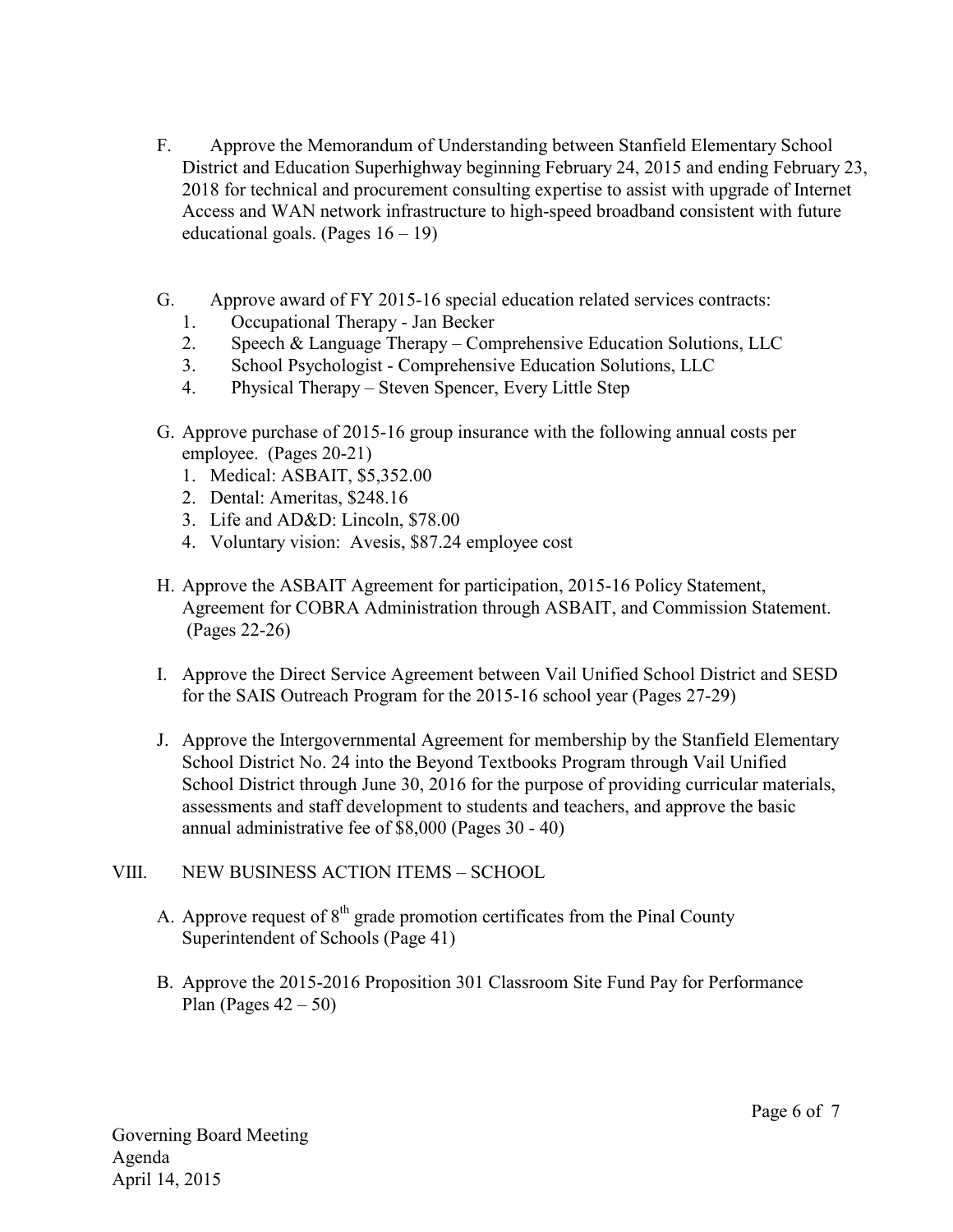F. Approve the Memorandum of Understanding between Stanfield Elementary School District and Education Superhighway beginning February 24, 2015 and ending February 23, 2018 for technical and procurement consulting expertise to assist with upgrade of Internet Access and WAN network infrastructure to high-speed broadband consistent with future educational goals. (Pages 16 – 19)

G. Approve award of FY 2015-16 special education related services contracts:
   1. Occupational Therapy - Jan Becker
   2. Speech & Language Therapy – Comprehensive Education Solutions, LLC
   3. School Psychologist - Comprehensive Education Solutions, LLC
   4. Physical Therapy – Steven Spencer, Every Little Step

G. Approve purchase of 2015-16 group insurance with the following annual costs per employee. (Pages 20-21)
   1. Medical: ASBAIT, $5,352.00
   2. Dental: Ameritas, $248.16
   3. Life and AD&D: Lincoln, $78.00
   4. Voluntary vision: Avesis, $87.24 employee cost

H. Approve the ASBAIT Agreement for participation, 2015-16 Policy Statement, Agreement for COBRA Administration through ASBAIT, and Commission Statement. (Pages 22-26)

I. Approve the Direct Service Agreement between Vail Unified School District and SESD for the SAIS Outreach Program for the 2015-16 school year (Pages 27-29)

J. Approve the Intergovernmental Agreement for membership by the Stanfield Elementary School District No. 24 into the Beyond Textbooks Program through Vail Unified School District through June 30, 2016 for the purpose of providing curricular materials, assessments and staff development to students and teachers, and approve the basic annual administrative fee of $8,000 (Pages 30 - 40)

VIII. NEW BUSINESS ACTION ITEMS – SCHOOL

A. Approve request of 8th grade promotion certificates from the Pinal County Superintendent of Schools (Page 41)

B. Approve the 2015-2016 Proposition 301 Classroom Site Fund Pay for Performance Plan (Pages 42 – 50)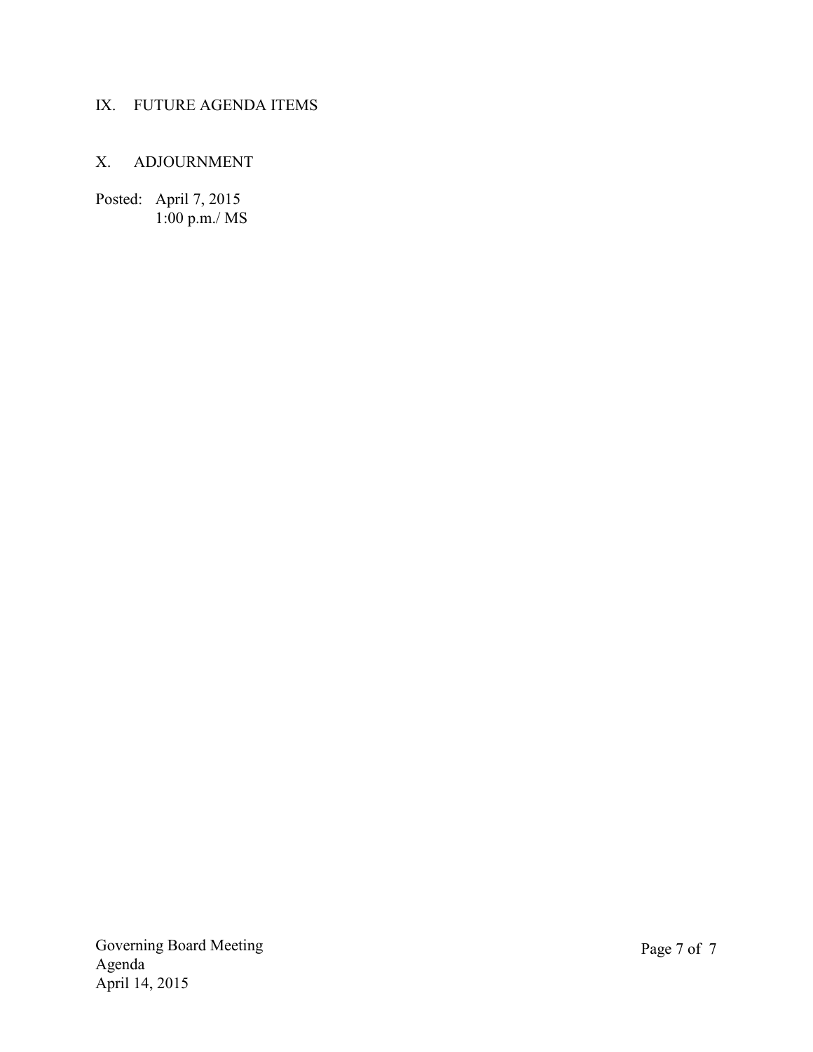IX. FUTURE AGENDA ITEMS

X. ADJOURNMENT

Posted: April 7, 2015
1:00 p.m./ MS